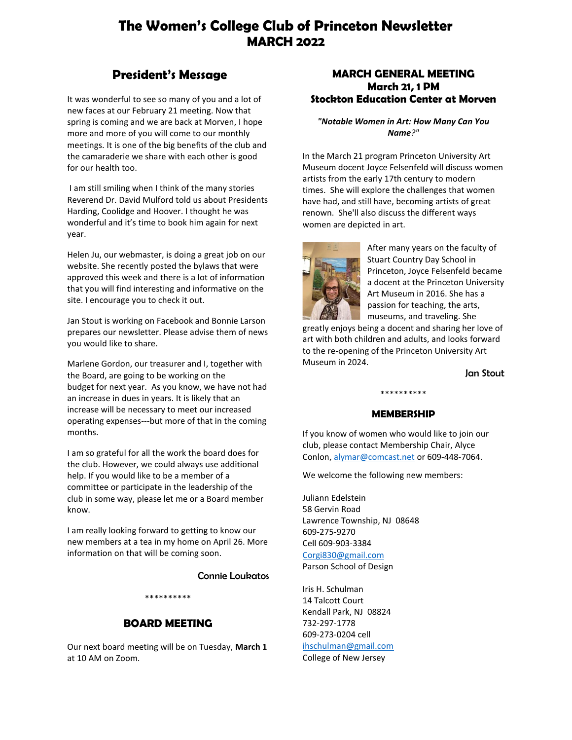# The Women's College Club of Princeton Newsletter
# MARCH 2022

## President's Message

It was wonderful to see so many of you and a lot of new faces at our February 21 meeting. Now that spring is coming and we are back at Morven, I hope more and more of you will come to our monthly meetings. It is one of the big benefits of the club and the camaraderie we share with each other is good for our health too.

I am still smiling when I think of the many stories Reverend Dr. David Mulford told us about Presidents Harding, Coolidge and Hoover. I thought he was wonderful and it's time to book him again for next year.

Helen Ju, our webmaster, is doing a great job on our website. She recently posted the bylaws that were approved this week and there is a lot of information that you will find interesting and informative on the site. I encourage you to check it out.

Jan Stout is working on Facebook and Bonnie Larson prepares our newsletter. Please advise them of news you would like to share.

Marlene Gordon, our treasurer and I, together with the Board, are going to be working on the budget for next year. As you know, we have not had an increase in dues in years. It is likely that an increase will be necessary to meet our increased operating expenses---but more of that in the coming months.

I am so grateful for all the work the board does for the club. However, we could always use additional help. If you would like to be a member of a committee or participate in the leadership of the club in some way, please let me or a Board member know.

I am really looking forward to getting to know our new members at a tea in my home on April 26. More information on that will be coming soon.

Connie Loukatos

**********

## BOARD MEETING

Our next board meeting will be on Tuesday, **March 1** at 10 AM on Zoom.

## MARCH GENERAL MEETING
## March 21, 1 PM
## Stockton Education Center at Morven

***"Notable Women in Art: How Many Can You Name?"***

In the March 21 program Princeton University Art Museum docent Joyce Felsenfeld will discuss women artists from the early 17th century to modern times. She will explore the challenges that women have had, and still have, becoming artists of great renown. She'll also discuss the different ways women are depicted in art.

After many years on the faculty of Stuart Country Day School in Princeton, Joyce Felsenfeld became a docent at the Princeton University Art Museum in 2016. She has a passion for teaching, the arts, museums, and traveling. She greatly enjoys being a docent and sharing her love of art with both children and adults, and looks forward to the re-opening of the Princeton University Art Museum in 2024.

Jan Stout

**********

## MEMBERSHIP

If you know of women who would like to join our club, please contact Membership Chair, Alyce Conlon, alymar@comcast.net or 609-448-7064.

We welcome the following new members:

Juliann Edelstein
58 Gervin Road
Lawrence Township, NJ 08648
609-275-9270
Cell 609-903-3384
Corgi830@gmail.com
Parson School of Design

Iris H. Schulman
14 Talcott Court
Kendall Park, NJ 08824
732-297-1778
609-273-0204 cell
ihschulman@gmail.com
College of New Jersey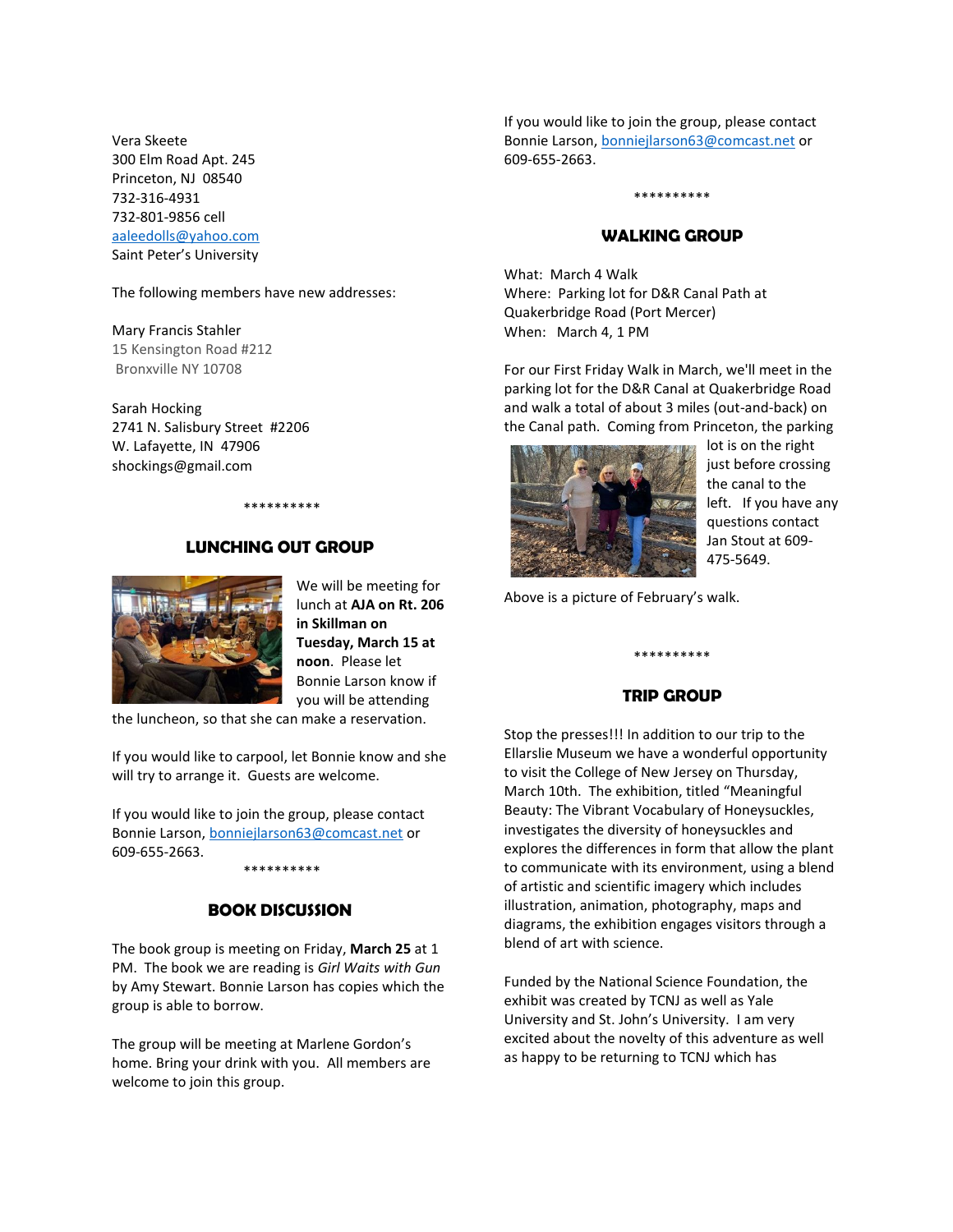Vera Skeete
300 Elm Road Apt. 245
Princeton, NJ 08540
732-316-4931
732-801-9856 cell
aaleedolls@yahoo.com
Saint Peter's University

The following members have new addresses:

Mary Francis Stahler
15 Kensington Road #212
Bronxville NY 10708

Sarah Hocking
2741 N. Salisbury Street #2206
W. Lafayette, IN 47906
shockings@gmail.com

**********

## LUNCHING OUT GROUP

We will be meeting for lunch at **AJA on Rt. 206 in Skillman on Tuesday, March 15 at noon**. Please let Bonnie Larson know if you will be attending the luncheon, so that she can make a reservation.

If you would like to carpool, let Bonnie know and she will try to arrange it. Guests are welcome.

If you would like to join the group, please contact Bonnie Larson, bonniejlarson63@comcast.net or 609-655-2663.

**********

## BOOK DISCUSSION

The book group is meeting on Friday, **March 25** at 1 PM. The book we are reading is *Girl Waits with Gun* by Amy Stewart. Bonnie Larson has copies which the group is able to borrow.

The group will be meeting at Marlene Gordon's home. Bring your drink with you. All members are welcome to join this group.

If you would like to join the group, please contact Bonnie Larson, bonniejlarson63@comcast.net or 609-655-2663.

**********

## WALKING GROUP

What: March 4 Walk
Where: Parking lot for D&R Canal Path at Quakerbridge Road (Port Mercer)
When: March 4, 1 PM

For our First Friday Walk in March, we'll meet in the parking lot for the D&R Canal at Quakerbridge Road and walk a total of about 3 miles (out-and-back) on the Canal path. Coming from Princeton, the parking lot is on the right just before crossing the canal to the left. If you have any questions contact Jan Stout at 609-475-5649.

Above is a picture of February's walk.

**********

## TRIP GROUP

Stop the presses!!! In addition to our trip to the Ellarslie Museum we have a wonderful opportunity to visit the College of New Jersey on Thursday, March 10th. The exhibition, titled "Meaningful Beauty: The Vibrant Vocabulary of Honeysuckles, investigates the diversity of honeysuckles and explores the differences in form that allow the plant to communicate with its environment, using a blend of artistic and scientific imagery which includes illustration, animation, photography, maps and diagrams, the exhibition engages visitors through a blend of art with science.

Funded by the National Science Foundation, the exhibit was created by TCNJ as well as Yale University and St. John's University. I am very excited about the novelty of this adventure as well as happy to be returning to TCNJ which has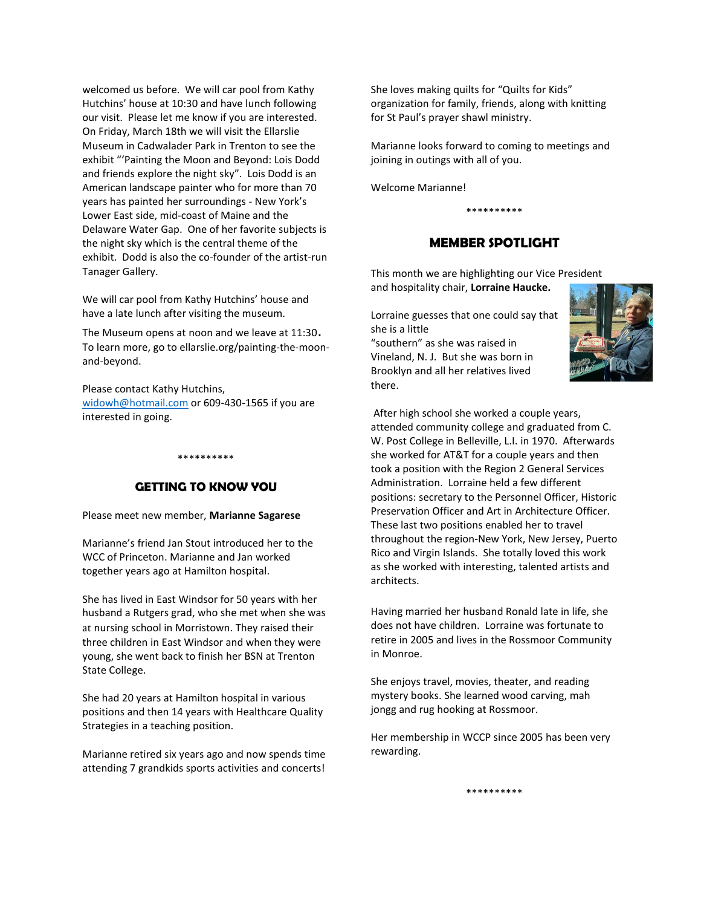welcomed us before. We will car pool from Kathy Hutchins' house at 10:30 and have lunch following our visit. Please let me know if you are interested.
On Friday, March 18th we will visit the Ellarslie Museum in Cadwalader Park in Trenton to see the exhibit "'Painting the Moon and Beyond: Lois Dodd and friends explore the night sky". Lois Dodd is an American landscape painter who for more than 70 years has painted her surroundings - New York's Lower East side, mid-coast of Maine and the Delaware Water Gap. One of her favorite subjects is the night sky which is the central theme of the exhibit. Dodd is also the co-founder of the artist-run Tanager Gallery.

We will car pool from Kathy Hutchins' house and have a late lunch after visiting the museum.

The Museum opens at noon and we leave at 11:30. To learn more, go to ellarslie.org/painting-the-moon-and-beyond.

Please contact Kathy Hutchins, widowh@hotmail.com or 609-430-1565 if you are interested in going.

**********

## GETTING TO KNOW YOU

Please meet new member, **Marianne Sagarese**

Marianne's friend Jan Stout introduced her to the WCC of Princeton. Marianne and Jan worked together years ago at Hamilton hospital.

She has lived in East Windsor for 50 years with her husband a Rutgers grad, who she met when she was at nursing school in Morristown. They raised their three children in East Windsor and when they were young, she went back to finish her BSN at Trenton State College.

She had 20 years at Hamilton hospital in various positions and then 14 years with Healthcare Quality Strategies in a teaching position.

Marianne retired six years ago and now spends time attending 7 grandkids sports activities and concerts!

She loves making quilts for "Quilts for Kids" organization for family, friends, along with knitting for St Paul's prayer shawl ministry.

Marianne looks forward to coming to meetings and joining in outings with all of you.

Welcome Marianne!

**********

## MEMBER SPOTLIGHT

This month we are highlighting our Vice President and hospitality chair, **Lorraine Haucke.**

Lorraine guesses that one could say that she is a little "southern" as she was raised in Vineland, N. J. But she was born in Brooklyn and all her relatives lived there.

After high school she worked a couple years, attended community college and graduated from C. W. Post College in Belleville, L.I. in 1970. Afterwards she worked for AT&T for a couple years and then took a position with the Region 2 General Services Administration. Lorraine held a few different positions: secretary to the Personnel Officer, Historic Preservation Officer and Art in Architecture Officer. These last two positions enabled her to travel throughout the region-New York, New Jersey, Puerto Rico and Virgin Islands. She totally loved this work as she worked with interesting, talented artists and architects.

Having married her husband Ronald late in life, she does not have children. Lorraine was fortunate to retire in 2005 and lives in the Rossmoor Community in Monroe.

She enjoys travel, movies, theater, and reading mystery books. She learned wood carving, mah jongg and rug hooking at Rossmoor.

Her membership in WCCP since 2005 has been very rewarding.

**********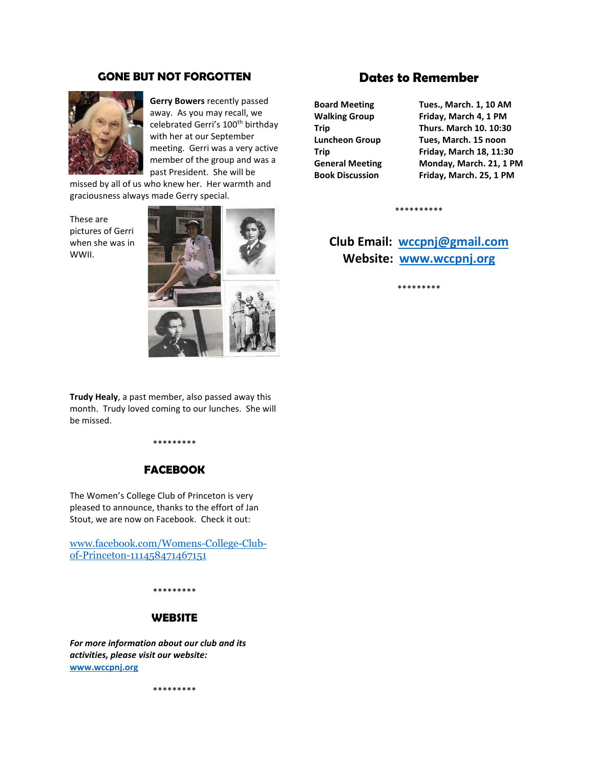## GONE BUT NOT FORGOTTEN

**Gerry Bowers** recently passed away. As you may recall, we celebrated Gerri's 100th birthday with her at our September meeting. Gerri was a very active member of the group and was a past President. She will be missed by all of us who knew her. Her warmth and graciousness always made Gerry special.

These are pictures of Gerri when she was in WWII.

**Trudy Healy**, a past member, also passed away this month. Trudy loved coming to our lunches. She will be missed.

*********

## FACEBOOK

The Women's College Club of Princeton is very pleased to announce, thanks to the effort of Jan Stout, we are now on Facebook. Check it out:

www.facebook.com/Womens-College-Club-of-Princeton-111458471467151

*********

## WEBSITE

***For more information about our club and its activities, please visit our website:***
**www.wccpnj.org**

*********

## Dates to Remember

| | |
|---|---|
| **Board Meeting** | **Tues., March. 1, 10 AM** |
| **Walking Group** | **Friday, March 4, 1 PM** |
| **Trip** | **Thurs. March 10. 10:30** |
| **Luncheon Group** | **Tues, March. 15 noon** |
| **Trip** | **Friday, March 18, 11:30** |
| **General Meeting** | **Monday, March. 21, 1 PM** |
| **Book Discussion** | **Friday, March. 25, 1 PM** |

**********

**Club Email: wccpnj@gmail.com**
**Website: www.wccpnj.org**

*********